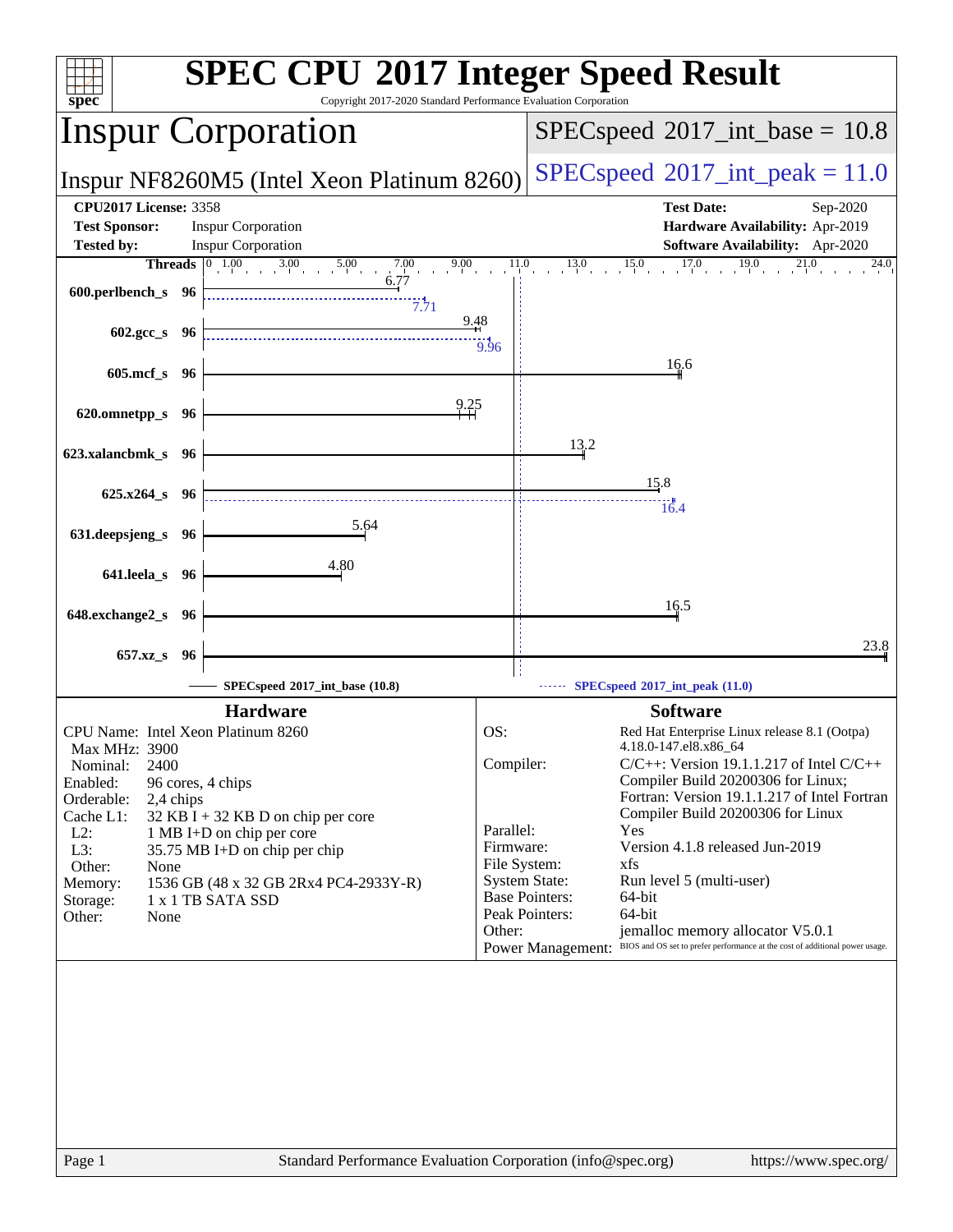# SPEC CPU 2017 Integer Speed Result

Copyright 2017-2020 Standard Performance Evaluation Corporation

## Inspur Corporation

**Inspur NF8260M5 (Intel Xeon Platinum 8260)**

SPECspeed 2017_int_base = 10.8

SPECspeed 2017_int_peak = 11.0

| | | | |
|---|---|---|---|
| **CPU2017 License:** | 3358 | **Test Date:** | Sep-2020 |
| **Test Sponsor:** | Inspur Corporation | **Hardware Availability:** | Apr-2019 |
| **Tested by:** | Inspur Corporation | **Software Availability:** | Apr-2020 |

| Benchmark | Threads | Base | Peak |
|---|---|---|---|
| 600.perlbench_s | 96 | 6.77 | 7.71 |
| 602.gcc_s | 96 | 9.48 | 9.96 |
| 605.mcf_s | 96 | 16.6 | |
| 620.omnetpp_s | 96 | 9.25 | |
| 623.xalancbmk_s | 96 | 13.2 | |
| 625.x264_s | 96 | 15.8 | 16.4 |
| 631.deepsjeng_s | 96 | 5.64 | |
| 641.leela_s | 96 | 4.80 | |
| 648.exchange2_s | 96 | 16.5 | |
| 657.xz_s | 96 | 23.8 | |

SPECspeed 2017_int_base (10.8) — SPECspeed 2017_int_peak (11.0)

### Hardware

| | |
|---|---|
| CPU Name: | Intel Xeon Platinum 8260 |
| Max MHz: | 3900 |
| Nominal: | 2400 |
| Enabled: | 96 cores, 4 chips |
| Orderable: | 2,4 chips |
| Cache L1: | 32 KB I + 32 KB D on chip per core |
| L2: | 1 MB I+D on chip per core |
| L3: | 35.75 MB I+D on chip per chip |
| Other: | None |
| Memory: | 1536 GB (48 x 32 GB 2Rx4 PC4-2933Y-R) |
| Storage: | 1 x 1 TB SATA SSD |
| Other: | None |

### Software

| | |
|---|---|
| OS: | Red Hat Enterprise Linux release 8.1 (Ootpa) 4.18.0-147.el8.x86_64 |
| Compiler: | C/C++: Version 19.1.1.217 of Intel C/C++ Compiler Build 20200306 for Linux; Fortran: Version 19.1.1.217 of Intel Fortran Compiler Build 20200306 for Linux |
| Parallel: | Yes |
| Firmware: | Version 4.1.8 released Jun-2019 |
| File System: | xfs |
| System State: | Run level 5 (multi-user) |
| Base Pointers: | 64-bit |
| Peak Pointers: | 64-bit |
| Other: | jemalloc memory allocator V5.0.1 |
| Power Management: | BIOS and OS set to prefer performance at the cost of additional power usage. |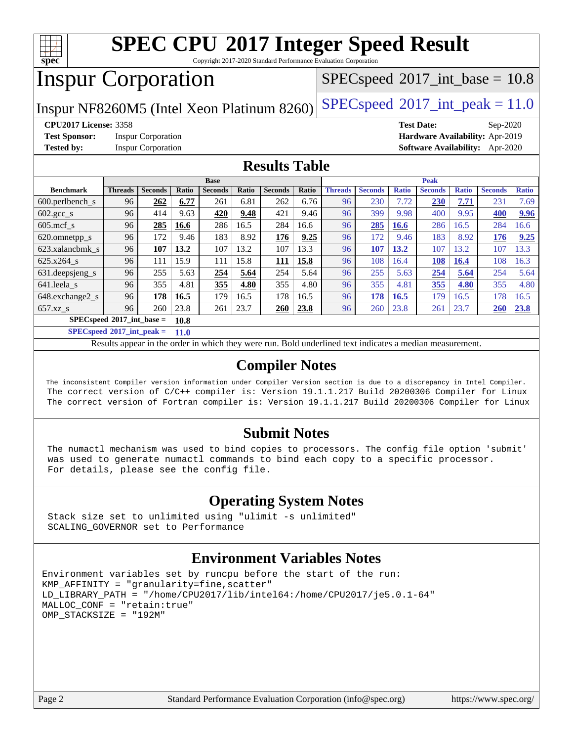# SPEC CPU 2017 Integer Speed Result

Copyright 2017-2020 Standard Performance Evaluation Corporation

# Inspur Corporation

Inspur NF8260M5 (Intel Xeon Platinum 8260)

SPECspeed 2017_int_base = 10.8

SPECspeed 2017_int_peak = 11.0

**CPU2017 License:** 3358
**Test Sponsor:** Inspur Corporation
**Tested by:** Inspur Corporation
**Test Date:** Sep-2020
**Hardware Availability:** Apr-2019
**Software Availability:** Apr-2020

## Results Table

| Benchmark | Base | | | | | | | Peak | | | | | | |
|---|---|---|---|---|---|---|---|---|---|---|---|---|---|---|
| | Threads | Seconds | Ratio | Seconds | Ratio | Seconds | Ratio | Threads | Seconds | Ratio | Seconds | Ratio | Seconds | Ratio |
| 600.perlbench_s | 96 | **262** | **6.77** | 261 | 6.81 | 262 | 6.76 | 96 | 230 | 7.72 | **230** | **7.71** | 231 | 7.69 |
| 602.gcc_s | 96 | 414 | 9.63 | **420** | **9.48** | 421 | 9.46 | 96 | 399 | 9.98 | 400 | 9.95 | **400** | **9.96** |
| 605.mcf_s | 96 | **285** | **16.6** | 286 | 16.5 | 284 | 16.6 | 96 | **285** | **16.6** | 286 | 16.5 | 284 | 16.6 |
| 620.omnetpp_s | 96 | 172 | 9.46 | 183 | 8.92 | **176** | **9.25** | 96 | 172 | 9.46 | 183 | 8.92 | **176** | **9.25** |
| 623.xalancbmk_s | 96 | **107** | **13.2** | 107 | 13.2 | 107 | 13.3 | 96 | **107** | **13.2** | 107 | 13.2 | 107 | 13.3 |
| 625.x264_s | 96 | 111 | 15.9 | 111 | 15.8 | **111** | **15.8** | 96 | 108 | 16.4 | **108** | **16.4** | 108 | 16.3 |
| 631.deepsjeng_s | 96 | 255 | 5.63 | **254** | **5.64** | 254 | 5.64 | 96 | 255 | 5.63 | **254** | **5.64** | 254 | 5.64 |
| 641.leela_s | 96 | 355 | 4.81 | **355** | **4.80** | 355 | 4.80 | 96 | 355 | 4.81 | **355** | **4.80** | 355 | 4.80 |
| 648.exchange2_s | 96 | **178** | **16.5** | 179 | 16.5 | 178 | 16.5 | 96 | **178** | **16.5** | 179 | 16.5 | 178 | 16.5 |
| 657.xz_s | 96 | 260 | 23.8 | 261 | 23.7 | **260** | **23.8** | 96 | 260 | 23.8 | 261 | 23.7 | **260** | **23.8** |

**SPECspeed 2017_int_base = 10.8**

**SPECspeed 2017_int_peak = 11.0**

Results appear in the order in which they were run. Bold underlined text indicates a median measurement.

## Compiler Notes

The inconsistent Compiler version information under Compiler Version section is due to a discrepancy in Intel Compiler.
The correct version of C/C++ compiler is: Version 19.1.1.217 Build 20200306 Compiler for Linux
The correct version of Fortran compiler is: Version 19.1.1.217 Build 20200306 Compiler for Linux

## Submit Notes

The numactl mechanism was used to bind copies to processors. The config file option 'submit' was used to generate numactl commands to bind each copy to a specific processor. For details, please see the config file.

## Operating System Notes

Stack size set to unlimited using "ulimit -s unlimited"
SCALING_GOVERNOR set to Performance

## Environment Variables Notes

```
Environment variables set by runcpu before the start of the run:
KMP_AFFINITY = "granularity=fine,scatter"
LD_LIBRARY_PATH = "/home/CPU2017/lib/intel64:/home/CPU2017/je5.0.1-64"
MALLOC_CONF = "retain:true"
OMP_STACKSIZE = "192M"
```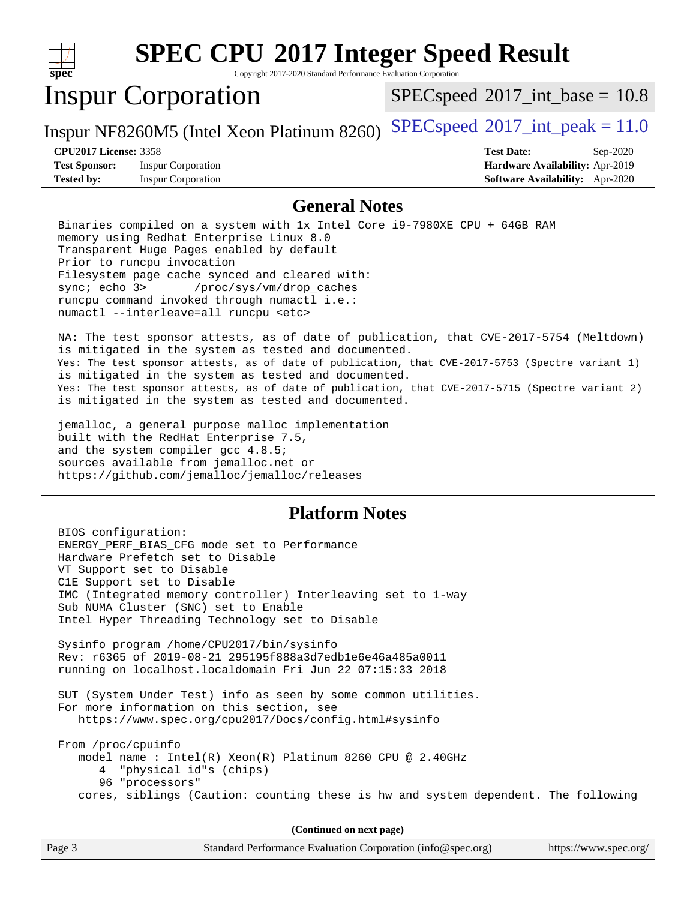# SPEC CPU 2017 Integer Speed Result

Copyright 2017-2020 Standard Performance Evaluation Corporation

## Inspur Corporation

Inspur NF8260M5 (Intel Xeon Platinum 8260)

SPECspeed 2017_int_base = 10.8

SPECspeed 2017_int_peak = 11.0

| | | | |
|---|---|---|---|
| **CPU2017 License:** | 3358 | **Test Date:** | Sep-2020 |
| **Test Sponsor:** | Inspur Corporation | **Hardware Availability:** | Apr-2019 |
| **Tested by:** | Inspur Corporation | **Software Availability:** | Apr-2020 |

### General Notes

```
Binaries compiled on a system with 1x Intel Core i9-7980XE CPU + 64GB RAM
memory using Redhat Enterprise Linux 8.0
Transparent Huge Pages enabled by default
Prior to runcpu invocation
Filesystem page cache synced and cleared with:
sync; echo 3>       /proc/sys/vm/drop_caches
runcpu command invoked through numactl i.e.:
numactl --interleave=all runcpu <etc>

NA: The test sponsor attests, as of date of publication, that CVE-2017-5754 (Meltdown)
is mitigated in the system as tested and documented.
Yes: The test sponsor attests, as of date of publication, that CVE-2017-5753 (Spectre variant 1)
is mitigated in the system as tested and documented.
Yes: The test sponsor attests, as of date of publication, that CVE-2017-5715 (Spectre variant 2)
is mitigated in the system as tested and documented.

jemalloc, a general purpose malloc implementation
built with the RedHat Enterprise 7.5,
and the system compiler gcc 4.8.5;
sources available from jemalloc.net or
https://github.com/jemalloc/jemalloc/releases
```

### Platform Notes

```
BIOS configuration:
ENERGY_PERF_BIAS_CFG mode set to Performance
Hardware Prefetch set to Disable
VT Support set to Disable
C1E Support set to Disable
IMC (Integrated memory controller) Interleaving set to 1-way
Sub NUMA Cluster (SNC) set to Enable
Intel Hyper Threading Technology set to Disable

Sysinfo program /home/CPU2017/bin/sysinfo
Rev: r6365 of 2019-08-21 295195f888a3d7edb1e6e46a485a0011
running on localhost.localdomain Fri Jun 22 07:15:33 2018

SUT (System Under Test) info as seen by some common utilities.
For more information on this section, see
   https://www.spec.org/cpu2017/Docs/config.html#sysinfo

From /proc/cpuinfo
   model name : Intel(R) Xeon(R) Platinum 8260 CPU @ 2.40GHz
      4  "physical id"s (chips)
      96 "processors"
   cores, siblings (Caution: counting these is hw and system dependent. The following
```

**(Continued on next page)**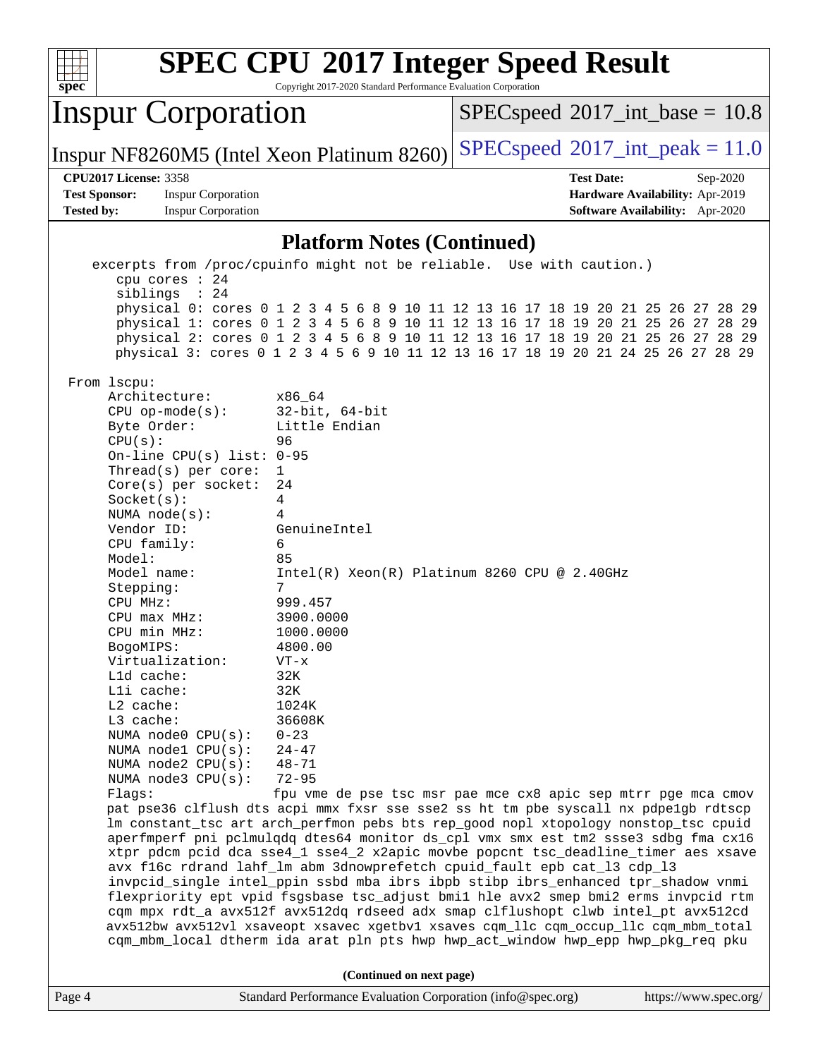# SPEC CPU 2017 Integer Speed Result

Copyright 2017-2020 Standard Performance Evaluation Corporation

## Inspur Corporation

Inspur NF8260M5 (Intel Xeon Platinum 8260)

SPECspeed 2017_int_base = 10.8

SPECspeed 2017_int_peak = 11.0

**CPU2017 License:** 3358
**Test Sponsor:** Inspur Corporation
**Tested by:** Inspur Corporation

**Test Date:** Sep-2020
**Hardware Availability:** Apr-2019
**Software Availability:** Apr-2020

### Platform Notes (Continued)

```
    excerpts from /proc/cpuinfo might not be reliable.  Use with caution.)
       cpu cores : 24
       siblings  : 24
       physical 0: cores 0 1 2 3 4 5 6 8 9 10 11 12 13 16 17 18 19 20 21 25 26 27 28 29
       physical 1: cores 0 1 2 3 4 5 6 8 9 10 11 12 13 16 17 18 19 20 21 25 26 27 28 29
       physical 2: cores 0 1 2 3 4 5 6 8 9 10 11 12 13 16 17 18 19 20 21 25 26 27 28 29
       physical 3: cores 0 1 2 3 4 5 6 9 10 11 12 13 16 17 18 19 20 21 24 25 26 27 28 29

 From lscpu:
      Architecture:          x86_64
      CPU op-mode(s):        32-bit, 64-bit
      Byte Order:            Little Endian
      CPU(s):                96
      On-line CPU(s) list:   0-95
      Thread(s) per core:    1
      Core(s) per socket:    24
      Socket(s):             4
      NUMA node(s):          4
      Vendor ID:             GenuineIntel
      CPU family:            6
      Model:                 85
      Model name:            Intel(R) Xeon(R) Platinum 8260 CPU @ 2.40GHz
      Stepping:              7
      CPU MHz:               999.457
      CPU max MHz:           3900.0000
      CPU min MHz:           1000.0000
      BogoMIPS:              4800.00
      Virtualization:        VT-x
      L1d cache:             32K
      L1i cache:             32K
      L2 cache:              1024K
      L3 cache:              36608K
      NUMA node0 CPU(s):     0-23
      NUMA node1 CPU(s):     24-47
      NUMA node2 CPU(s):     48-71
      NUMA node3 CPU(s):     72-95
      Flags:                 fpu vme de pse tsc msr pae mce cx8 apic sep mtrr pge mca cmov
      pat pse36 clflush dts acpi mmx fxsr sse sse2 ss ht tm pbe syscall nx pdpe1gb rdtscp
      lm constant_tsc art arch_perfmon pebs bts rep_good nopl xtopology nonstop_tsc cpuid
      aperfmperf pni pclmulqdq dtes64 monitor ds_cpl vmx smx est tm2 ssse3 sdbg fma cx16
      xtpr pdcm pcid dca sse4_1 sse4_2 x2apic movbe popcnt tsc_deadline_timer aes xsave
      avx f16c rdrand lahf_lm abm 3dnowprefetch cpuid_fault epb cat_l3 cdp_l3
      invpcid_single intel_ppin ssbd mba ibrs ibpb stibp ibrs_enhanced tpr_shadow vnmi
      flexpriority ept vpid fsgsbase tsc_adjust bmi1 hle avx2 smep bmi2 erms invpcid rtm
      cqm mpx rdt_a avx512f avx512dq rdseed adx smap clflushopt clwb intel_pt avx512cd
      avx512bw avx512vl xsaveopt xsavec xgetbv1 xsaves cqm_llc cqm_occup_llc cqm_mbm_total
      cqm_mbm_local dtherm ida arat pln pts hwp hwp_act_window hwp_epp hwp_pkg_req pku
```

**(Continued on next page)**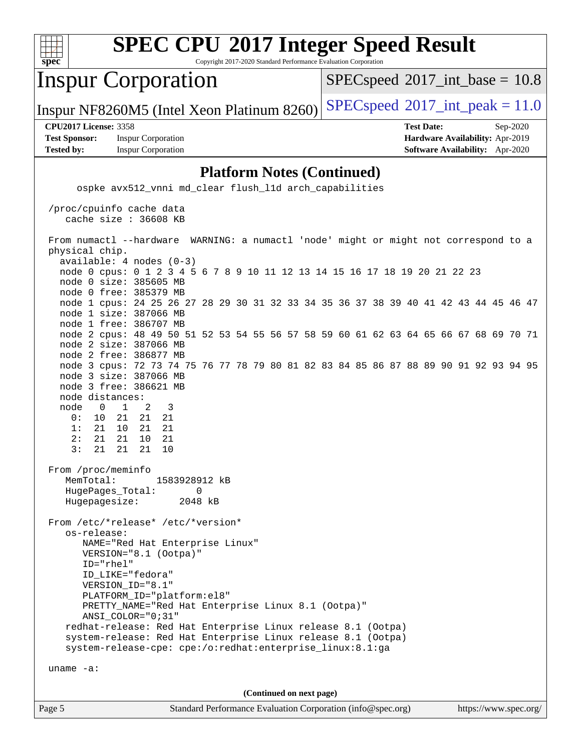## Platform Notes (Continued)

```
      ospke avx512_vnni md_clear flush_l1d arch_capabilities

 /proc/cpuinfo cache data
    cache size : 36608 KB

 From numactl --hardware  WARNING: a numactl 'node' might or might not correspond to a
 physical chip.
   available: 4 nodes (0-3)
   node 0 cpus: 0 1 2 3 4 5 6 7 8 9 10 11 12 13 14 15 16 17 18 19 20 21 22 23
   node 0 size: 385605 MB
   node 0 free: 385379 MB
   node 1 cpus: 24 25 26 27 28 29 30 31 32 33 34 35 36 37 38 39 40 41 42 43 44 45 46 47
   node 1 size: 387066 MB
   node 1 free: 386707 MB
   node 2 cpus: 48 49 50 51 52 53 54 55 56 57 58 59 60 61 62 63 64 65 66 67 68 69 70 71
   node 2 size: 387066 MB
   node 2 free: 386877 MB
   node 3 cpus: 72 73 74 75 76 77 78 79 80 81 82 83 84 85 86 87 88 89 90 91 92 93 94 95
   node 3 size: 387066 MB
   node 3 free: 386621 MB
   node distances:
   node   0   1   2   3
     0:  10  21  21  21
     1:  21  10  21  21
     2:  21  21  10  21
     3:  21  21  21  10

 From /proc/meminfo
    MemTotal:       1583928912 kB
    HugePages_Total:       0
    Hugepagesize:       2048 kB

 From /etc/*release* /etc/*version*
    os-release:
       NAME="Red Hat Enterprise Linux"
       VERSION="8.1 (Ootpa)"
       ID="rhel"
       ID_LIKE="fedora"
       VERSION_ID="8.1"
       PLATFORM_ID="platform:el8"
       PRETTY_NAME="Red Hat Enterprise Linux 8.1 (Ootpa)"
       ANSI_COLOR="0;31"
    redhat-release: Red Hat Enterprise Linux release 8.1 (Ootpa)
    system-release: Red Hat Enterprise Linux release 8.1 (Ootpa)
    system-release-cpe: cpe:/o:redhat:enterprise_linux:8.1:ga

 uname -a:
```

(Continued on next page)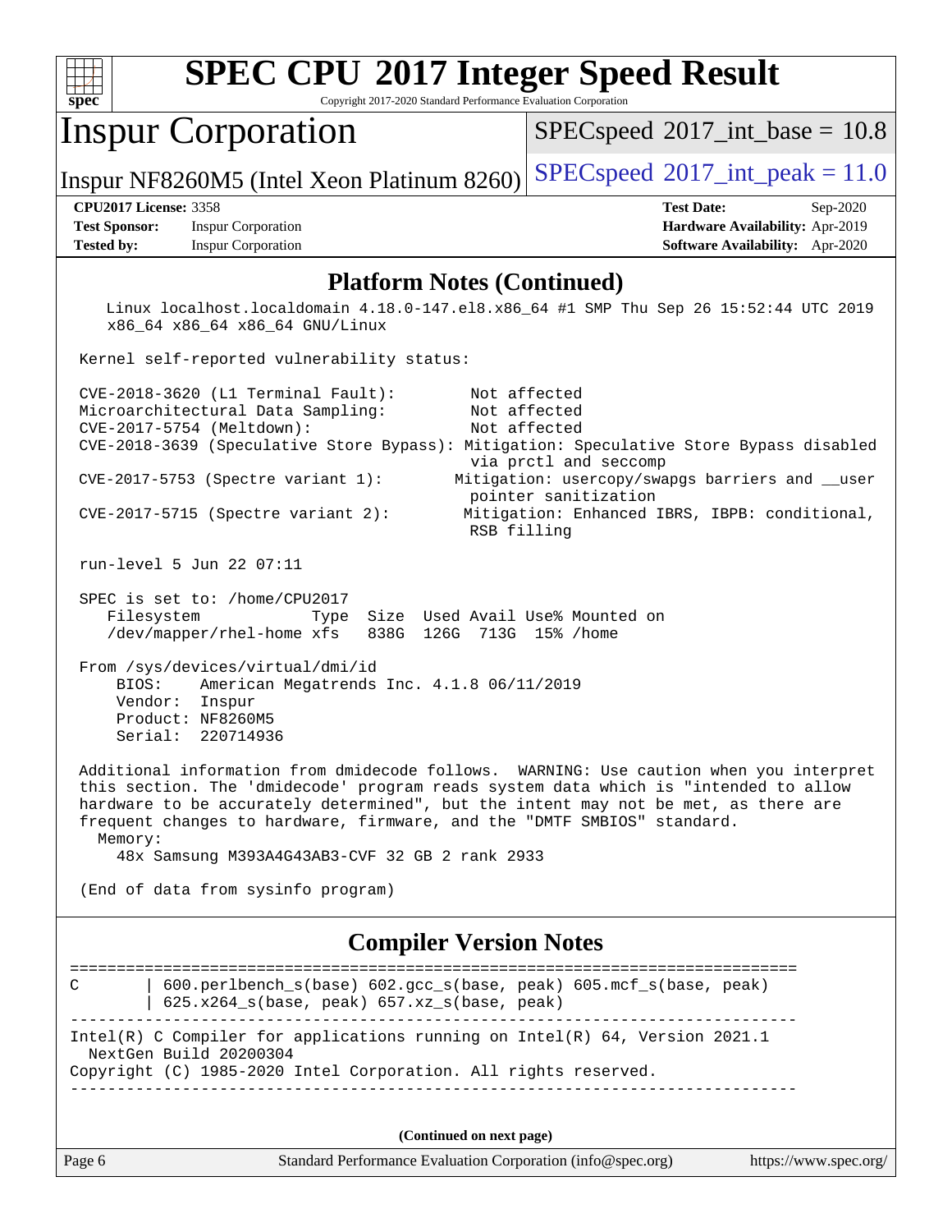# SPEC CPU 2017 Integer Speed Result

Copyright 2017-2020 Standard Performance Evaluation Corporation

## Inspur Corporation

Inspur NF8260M5 (Intel Xeon Platinum 8260)

SPECspeed 2017_int_base = 10.8

SPECspeed 2017_int_peak = 11.0

**CPU2017 License:** 3358
**Test Sponsor:** Inspur Corporation
**Tested by:** Inspur Corporation

**Test Date:** Sep-2020
**Hardware Availability:** Apr-2019
**Software Availability:** Apr-2020

## Platform Notes (Continued)

```
    Linux localhost.localdomain 4.18.0-147.el8.x86_64 #1 SMP Thu Sep 26 15:52:44 UTC 2019
    x86_64 x86_64 x86_64 GNU/Linux

 Kernel self-reported vulnerability status:

 CVE-2018-3620 (L1 Terminal Fault):        Not affected
 Microarchitectural Data Sampling:         Not affected
 CVE-2017-5754 (Meltdown):                 Not affected
 CVE-2018-3639 (Speculative Store Bypass): Mitigation: Speculative Store Bypass disabled
                                           via prctl and seccomp
 CVE-2017-5753 (Spectre variant 1):       Mitigation: usercopy/swapgs barriers and __user
                                           pointer sanitization
 CVE-2017-5715 (Spectre variant 2):        Mitigation: Enhanced IBRS, IBPB: conditional,
                                           RSB filling

 run-level 5 Jun 22 07:11

 SPEC is set to: /home/CPU2017
    Filesystem            Type  Size  Used Avail Use% Mounted on
    /dev/mapper/rhel-home xfs   838G  126G  713G  15% /home

 From /sys/devices/virtual/dmi/id
     BIOS:    American Megatrends Inc. 4.1.8 06/11/2019
     Vendor:  Inspur
     Product: NF8260M5
     Serial:  220714936

 Additional information from dmidecode follows.  WARNING: Use caution when you interpret
 this section. The 'dmidecode' program reads system data which is "intended to allow
 hardware to be accurately determined", but the intent may not be met, as there are
 frequent changes to hardware, firmware, and the "DMTF SMBIOS" standard.
   Memory:
     48x Samsung M393A4G43AB3-CVF 32 GB 2 rank 2933

 (End of data from sysinfo program)
```

## Compiler Version Notes

```
==============================================================================
C       | 600.perlbench_s(base) 602.gcc_s(base, peak) 605.mcf_s(base, peak)
        | 625.x264_s(base, peak) 657.xz_s(base, peak)
------------------------------------------------------------------------------
Intel(R) C Compiler for applications running on Intel(R) 64, Version 2021.1
  NextGen Build 20200304
Copyright (C) 1985-2020 Intel Corporation. All rights reserved.
------------------------------------------------------------------------------
```

**(Continued on next page)**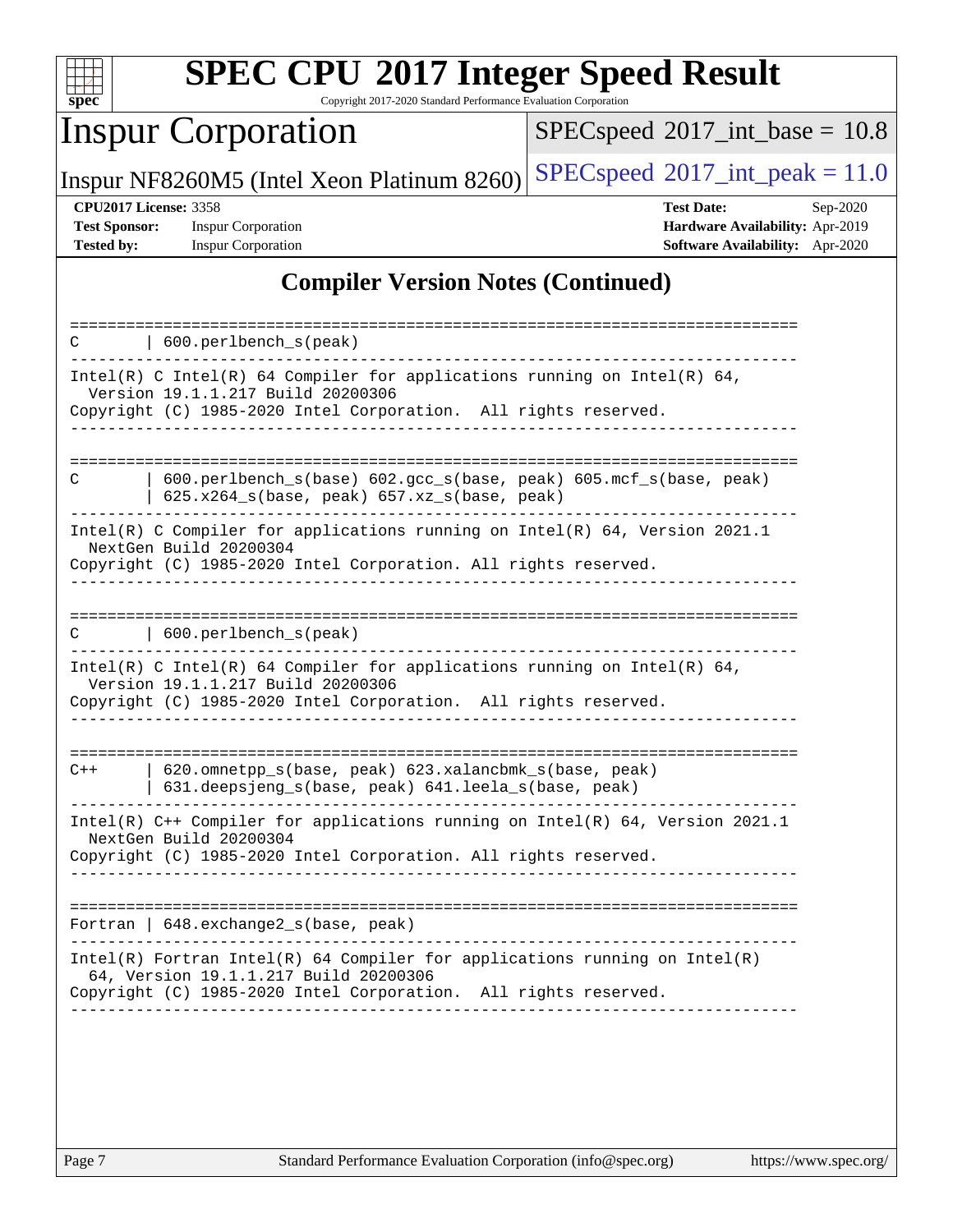## Compiler Version Notes (Continued)

```
==============================================================================
C       | 600.perlbench_s(peak)
------------------------------------------------------------------------------
Intel(R) C Intel(R) 64 Compiler for applications running on Intel(R) 64,
  Version 19.1.1.217 Build 20200306
Copyright (C) 1985-2020 Intel Corporation.  All rights reserved.
------------------------------------------------------------------------------

==============================================================================
C       | 600.perlbench_s(base) 602.gcc_s(base, peak) 605.mcf_s(base, peak)
        | 625.x264_s(base, peak) 657.xz_s(base, peak)
------------------------------------------------------------------------------
Intel(R) C Compiler for applications running on Intel(R) 64, Version 2021.1
  NextGen Build 20200304
Copyright (C) 1985-2020 Intel Corporation. All rights reserved.
------------------------------------------------------------------------------

==============================================================================
C       | 600.perlbench_s(peak)
------------------------------------------------------------------------------
Intel(R) C Intel(R) 64 Compiler for applications running on Intel(R) 64,
  Version 19.1.1.217 Build 20200306
Copyright (C) 1985-2020 Intel Corporation.  All rights reserved.
------------------------------------------------------------------------------

==============================================================================
C++     | 620.omnetpp_s(base, peak) 623.xalancbmk_s(base, peak)
        | 631.deepsjeng_s(base, peak) 641.leela_s(base, peak)
------------------------------------------------------------------------------
Intel(R) C++ Compiler for applications running on Intel(R) 64, Version 2021.1
  NextGen Build 20200304
Copyright (C) 1985-2020 Intel Corporation. All rights reserved.
------------------------------------------------------------------------------

==============================================================================
Fortran | 648.exchange2_s(base, peak)
------------------------------------------------------------------------------
Intel(R) Fortran Intel(R) 64 Compiler for applications running on Intel(R)
  64, Version 19.1.1.217 Build 20200306
Copyright (C) 1985-2020 Intel Corporation.  All rights reserved.
------------------------------------------------------------------------------
```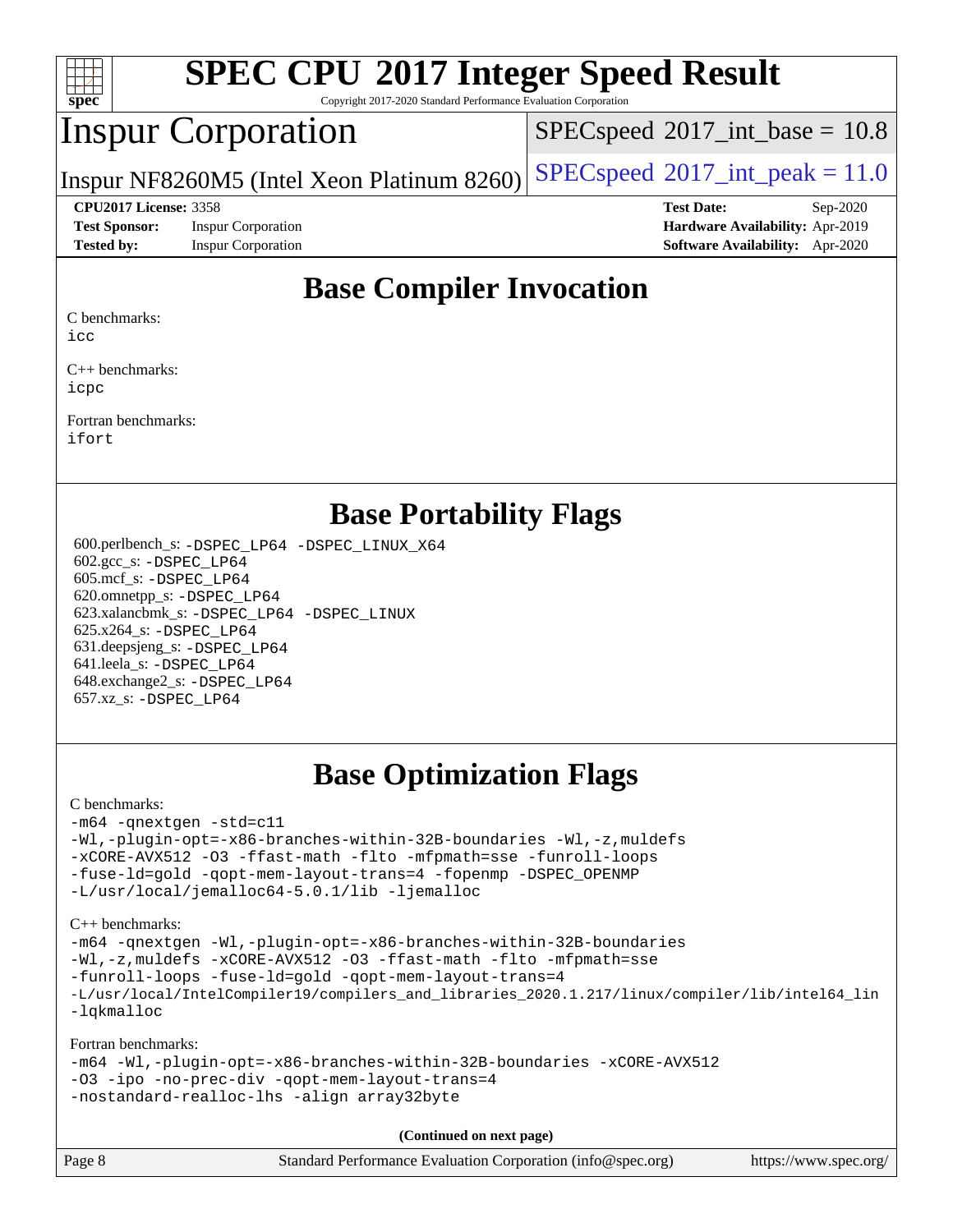# SPEC CPU 2017 Integer Speed Result

Copyright 2017-2020 Standard Performance Evaluation Corporation

## Inspur Corporation

Inspur NF8260M5 (Intel Xeon Platinum 8260)

SPECspeed 2017_int_base = 10.8

SPECspeed 2017_int_peak = 11.0

**CPU2017 License:** 3358
**Test Sponsor:** Inspur Corporation
**Tested by:** Inspur Corporation

**Test Date:** Sep-2020
**Hardware Availability:** Apr-2019
**Software Availability:** Apr-2020

## Base Compiler Invocation

C benchmarks:
```
icc
```

C++ benchmarks:
```
icpc
```

Fortran benchmarks:
```
ifort
```

## Base Portability Flags

600.perlbench_s: `-DSPEC_LP64 -DSPEC_LINUX_X64`
602.gcc_s: `-DSPEC_LP64`
605.mcf_s: `-DSPEC_LP64`
620.omnetpp_s: `-DSPEC_LP64`
623.xalancbmk_s: `-DSPEC_LP64 -DSPEC_LINUX`
625.x264_s: `-DSPEC_LP64`
631.deepsjeng_s: `-DSPEC_LP64`
641.leela_s: `-DSPEC_LP64`
648.exchange2_s: `-DSPEC_LP64`
657.xz_s: `-DSPEC_LP64`

## Base Optimization Flags

C benchmarks:
```
-m64 -qnextgen -std=c11
-Wl,-plugin-opt=-x86-branches-within-32B-boundaries -Wl,-z,muldefs
-xCORE-AVX512 -O3 -ffast-math -flto -mfpmath=sse -funroll-loops
-fuse-ld=gold -qopt-mem-layout-trans=4 -fopenmp -DSPEC_OPENMP
-L/usr/local/jemalloc64-5.0.1/lib -ljemalloc
```

C++ benchmarks:
```
-m64 -qnextgen -Wl,-plugin-opt=-x86-branches-within-32B-boundaries
-Wl,-z,muldefs -xCORE-AVX512 -O3 -ffast-math -flto -mfpmath=sse
-funroll-loops -fuse-ld=gold -qopt-mem-layout-trans=4
-L/usr/local/IntelCompiler19/compilers_and_libraries_2020.1.217/linux/compiler/lib/intel64_lin
-lqkmalloc
```

Fortran benchmarks:
```
-m64 -Wl,-plugin-opt=-x86-branches-within-32B-boundaries -xCORE-AVX512
-O3 -ipo -no-prec-div -qopt-mem-layout-trans=4
-nostandard-realloc-lhs -align array32byte
```

**(Continued on next page)**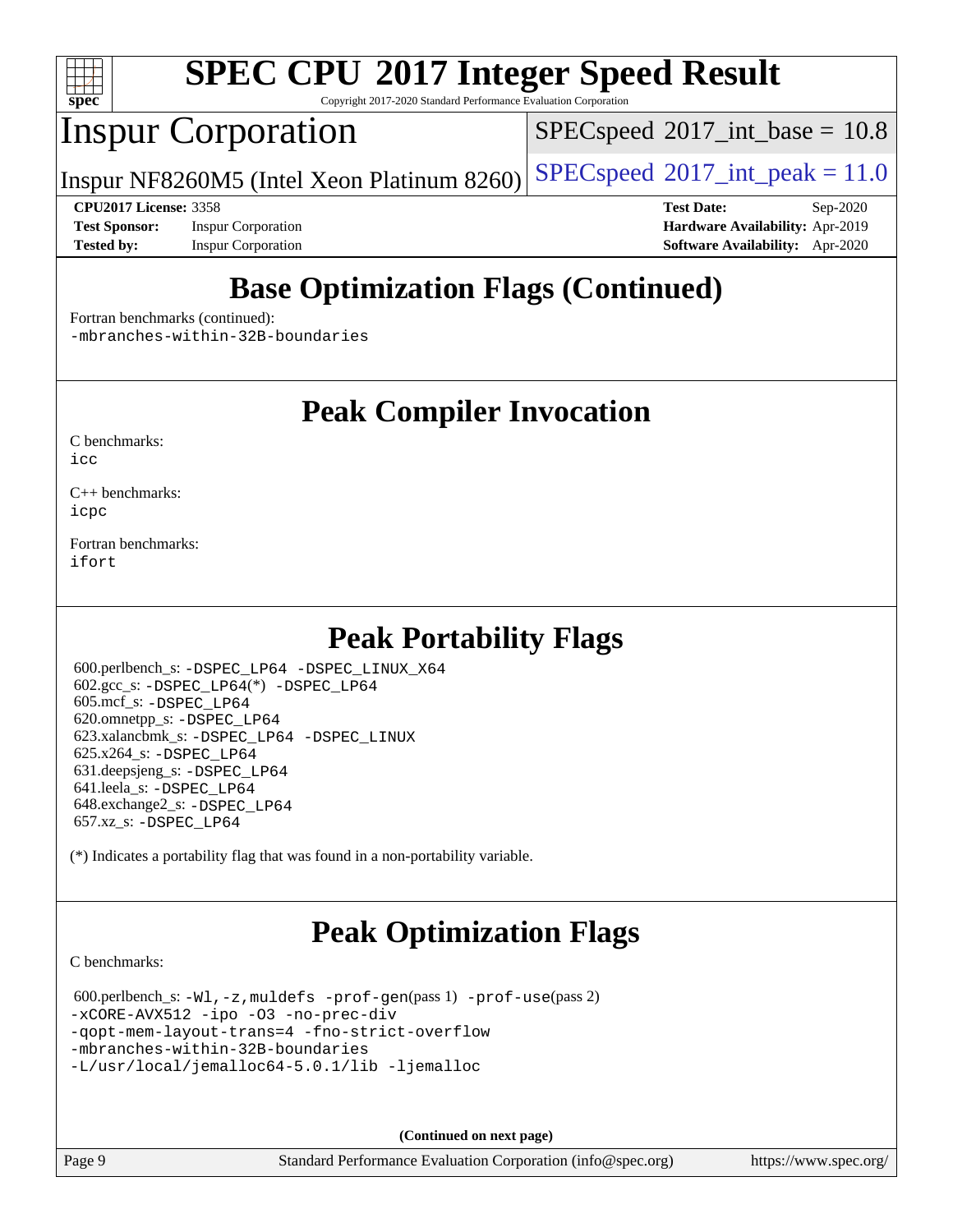# SPEC CPU 2017 Integer Speed Result

Copyright 2017-2020 Standard Performance Evaluation Corporation

# Inspur Corporation

Inspur NF8260M5 (Intel Xeon Platinum 8260)

SPECspeed 2017_int_base = 10.8

SPECspeed 2017_int_peak = 11.0

**CPU2017 License:** 3358
**Test Sponsor:** Inspur Corporation
**Tested by:** Inspur Corporation

**Test Date:** Sep-2020
**Hardware Availability:** Apr-2019
**Software Availability:** Apr-2020

## Base Optimization Flags (Continued)

Fortran benchmarks (continued):
`-mbranches-within-32B-boundaries`

## Peak Compiler Invocation

C benchmarks:
`icc`

C++ benchmarks:
`icpc`

Fortran benchmarks:
`ifort`

## Peak Portability Flags

600.perlbench_s: `-DSPEC_LP64 -DSPEC_LINUX_X64`
602.gcc_s: `-DSPEC_LP64`(*) `-DSPEC_LP64`
605.mcf_s: `-DSPEC_LP64`
620.omnetpp_s: `-DSPEC_LP64`
623.xalancbmk_s: `-DSPEC_LP64 -DSPEC_LINUX`
625.x264_s: `-DSPEC_LP64`
631.deepsjeng_s: `-DSPEC_LP64`
641.leela_s: `-DSPEC_LP64`
648.exchange2_s: `-DSPEC_LP64`
657.xz_s: `-DSPEC_LP64`

(*) Indicates a portability flag that was found in a non-portability variable.

## Peak Optimization Flags

C benchmarks:

600.perlbench_s: `-Wl,-z,muldefs -prof-gen`(pass 1) `-prof-use`(pass 2)
`-xCORE-AVX512 -ipo -O3 -no-prec-div`
`-qopt-mem-layout-trans=4 -fno-strict-overflow`
`-mbranches-within-32B-boundaries`
`-L/usr/local/jemalloc64-5.0.1/lib -ljemalloc`

**(Continued on next page)**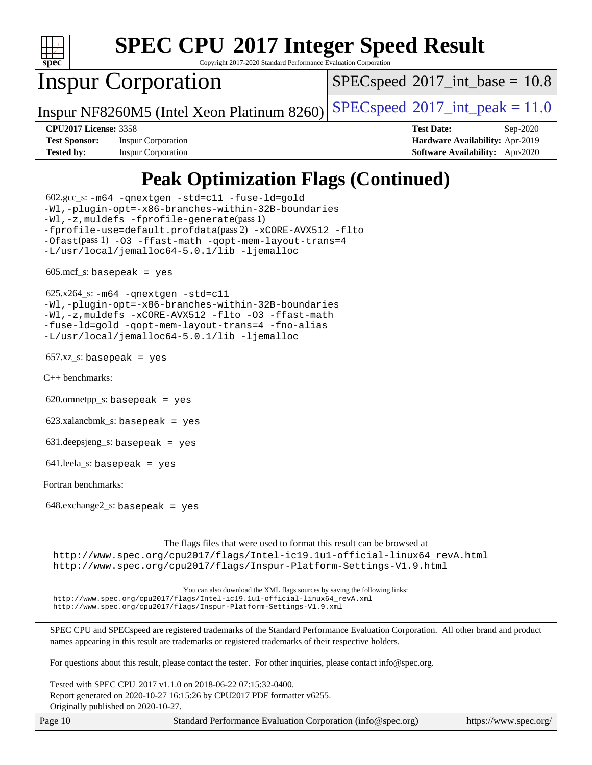# Peak Optimization Flags (Continued)

602.gcc_s: -m64 -qnextgen -std=c11 -fuse-ld=gold
-Wl,-plugin-opt=-x86-branches-within-32B-boundaries
-Wl,-z,muldefs -fprofile-generate(pass 1)
-fprofile-use=default.profdata(pass 2) -xCORE-AVX512 -flto
-Ofast(pass 1) -O3 -ffast-math -qopt-mem-layout-trans=4
-L/usr/local/jemalloc64-5.0.1/lib -ljemalloc

605.mcf_s: basepeak = yes

625.x264_s: -m64 -qnextgen -std=c11
-Wl,-plugin-opt=-x86-branches-within-32B-boundaries
-Wl,-z,muldefs -xCORE-AVX512 -flto -O3 -ffast-math
-fuse-ld=gold -qopt-mem-layout-trans=4 -fno-alias
-L/usr/local/jemalloc64-5.0.1/lib -ljemalloc

657.xz_s: basepeak = yes

C++ benchmarks:

620.omnetpp_s: basepeak = yes

623.xalancbmk_s: basepeak = yes

631.deepsjeng_s: basepeak = yes

641.leela_s: basepeak = yes

Fortran benchmarks:

648.exchange2_s: basepeak = yes

The flags files that were used to format this result can be browsed at
http://www.spec.org/cpu2017/flags/Intel-ic19.1u1-official-linux64_revA.html
http://www.spec.org/cpu2017/flags/Inspur-Platform-Settings-V1.9.html

You can also download the XML flags sources by saving the following links:
http://www.spec.org/cpu2017/flags/Intel-ic19.1u1-official-linux64_revA.xml
http://www.spec.org/cpu2017/flags/Inspur-Platform-Settings-V1.9.xml

SPEC CPU and SPECspeed are registered trademarks of the Standard Performance Evaluation Corporation. All other brand and product names appearing in this result are trademarks or registered trademarks of their respective holders.

For questions about this result, please contact the tester. For other inquiries, please contact info@spec.org.

Tested with SPEC CPU 2017 v1.1.0 on 2018-06-22 07:15:32-0400.
Report generated on 2020-10-27 16:15:26 by CPU2017 PDF formatter v6255.
Originally published on 2020-10-27.